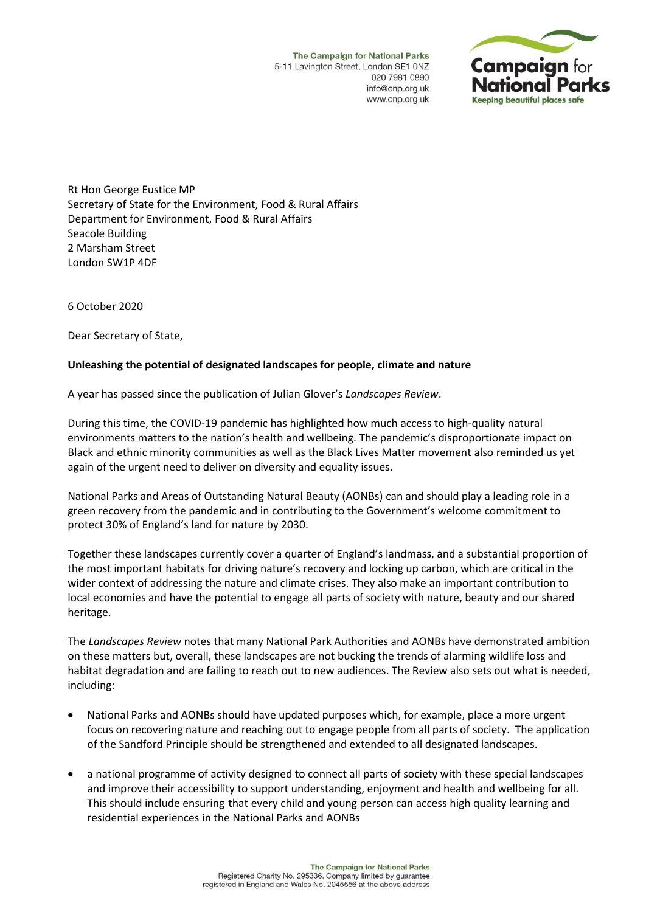The Campaign for National Parks
5-11 Lavington Street, London SE1 0NZ
020 7981 0890
info@cnp.org.uk
www.cnp.org.uk

Rt Hon George Eustice MP
Secretary of State for the Environment, Food & Rural Affairs
Department for Environment, Food & Rural Affairs
Seacole Building
2 Marsham Street
London SW1P 4DF

6 October 2020

Dear Secretary of State,

**Unleashing the potential of designated landscapes for people, climate and nature**

A year has passed since the publication of Julian Glover's *Landscapes Review*.

During this time, the COVID-19 pandemic has highlighted how much access to high-quality natural environments matters to the nation's health and wellbeing. The pandemic's disproportionate impact on Black and ethnic minority communities as well as the Black Lives Matter movement also reminded us yet again of the urgent need to deliver on diversity and equality issues.

National Parks and Areas of Outstanding Natural Beauty (AONBs) can and should play a leading role in a green recovery from the pandemic and in contributing to the Government's welcome commitment to protect 30% of England's land for nature by 2030.

Together these landscapes currently cover a quarter of England's landmass, and a substantial proportion of the most important habitats for driving nature's recovery and locking up carbon, which are critical in the wider context of addressing the nature and climate crises. They also make an important contribution to local economies and have the potential to engage all parts of society with nature, beauty and our shared heritage.

The *Landscapes Review* notes that many National Park Authorities and AONBs have demonstrated ambition on these matters but, overall, these landscapes are not bucking the trends of alarming wildlife loss and habitat degradation and are failing to reach out to new audiences. The Review also sets out what is needed, including:

- National Parks and AONBs should have updated purposes which, for example, place a more urgent focus on recovering nature and reaching out to engage people from all parts of society. The application of the Sandford Principle should be strengthened and extended to all designated landscapes.

- a national programme of activity designed to connect all parts of society with these special landscapes and improve their accessibility to support understanding, enjoyment and health and wellbeing for all. This should include ensuring that every child and young person can access high quality learning and residential experiences in the National Parks and AONBs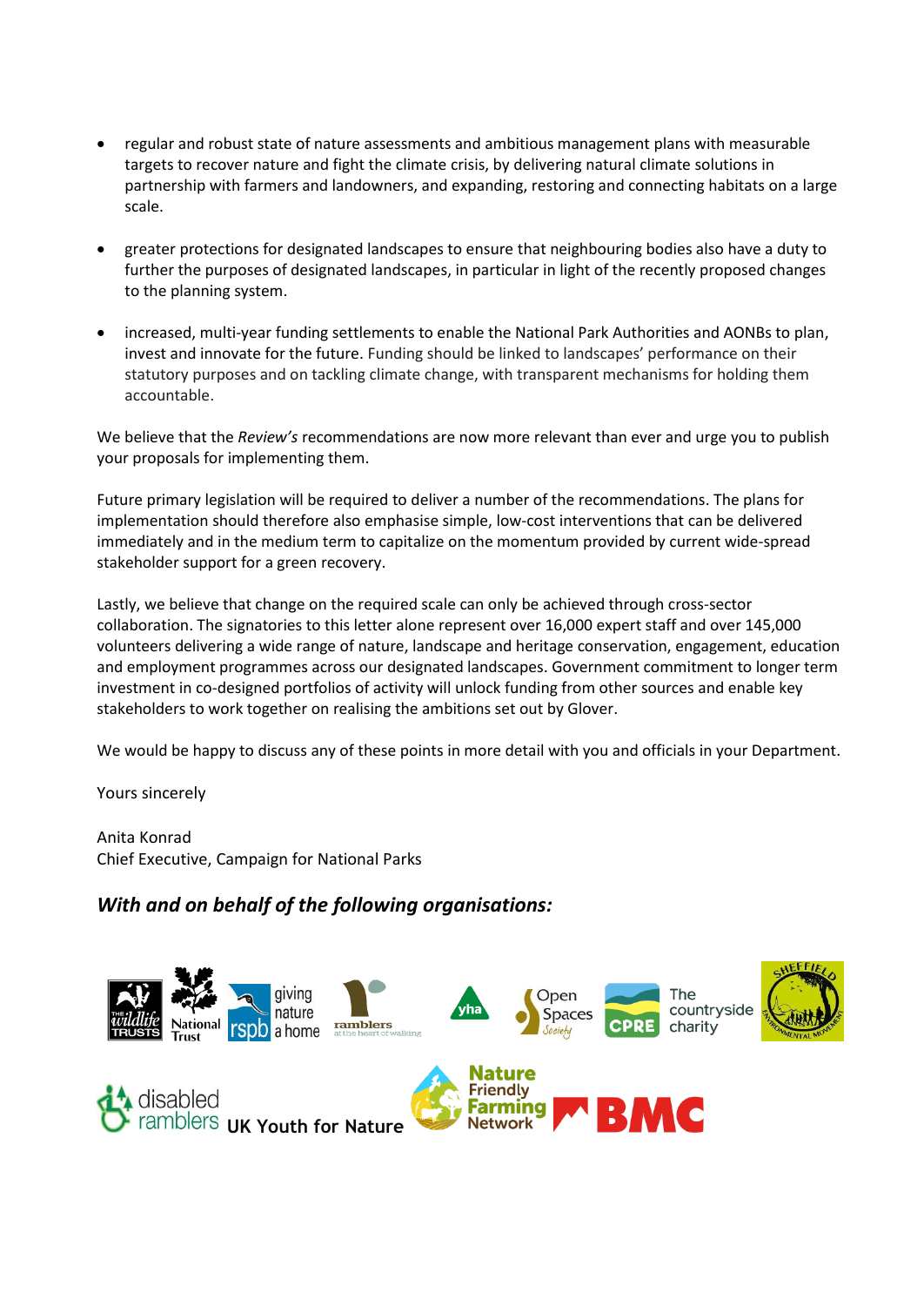- regular and robust state of nature assessments and ambitious management plans with measurable targets to recover nature and fight the climate crisis, by delivering natural climate solutions in partnership with farmers and landowners, and expanding, restoring and connecting habitats on a large scale.

- greater protections for designated landscapes to ensure that neighbouring bodies also have a duty to further the purposes of designated landscapes, in particular in light of the recently proposed changes to the planning system.

- increased, multi-year funding settlements to enable the National Park Authorities and AONBs to plan, invest and innovate for the future. Funding should be linked to landscapes' performance on their statutory purposes and on tackling climate change, with transparent mechanisms for holding them accountable.

We believe that the *Review's* recommendations are now more relevant than ever and urge you to publish your proposals for implementing them.

Future primary legislation will be required to deliver a number of the recommendations. The plans for implementation should therefore also emphasise simple, low-cost interventions that can be delivered immediately and in the medium term to capitalize on the momentum provided by current wide-spread stakeholder support for a green recovery.

Lastly, we believe that change on the required scale can only be achieved through cross-sector collaboration. The signatories to this letter alone represent over 16,000 expert staff and over 145,000 volunteers delivering a wide range of nature, landscape and heritage conservation, engagement, education and employment programmes across our designated landscapes. Government commitment to longer term investment in co-designed portfolios of activity will unlock funding from other sources and enable key stakeholders to work together on realising the ambitions set out by Glover.

We would be happy to discuss any of these points in more detail with you and officials in your Department.

Yours sincerely

Anita Konrad
Chief Executive, Campaign for National Parks

### *With and on behalf of the following organisations:*

The Wildlife Trusts
National Trust
RSPB giving nature a home
Ramblers at the heart of walking
YHA
Open Spaces Society
CPRE The countryside charity
Sheffield Environmental Movement
disabled ramblers
UK Youth for Nature
Nature Friendly Farming Network
BMC